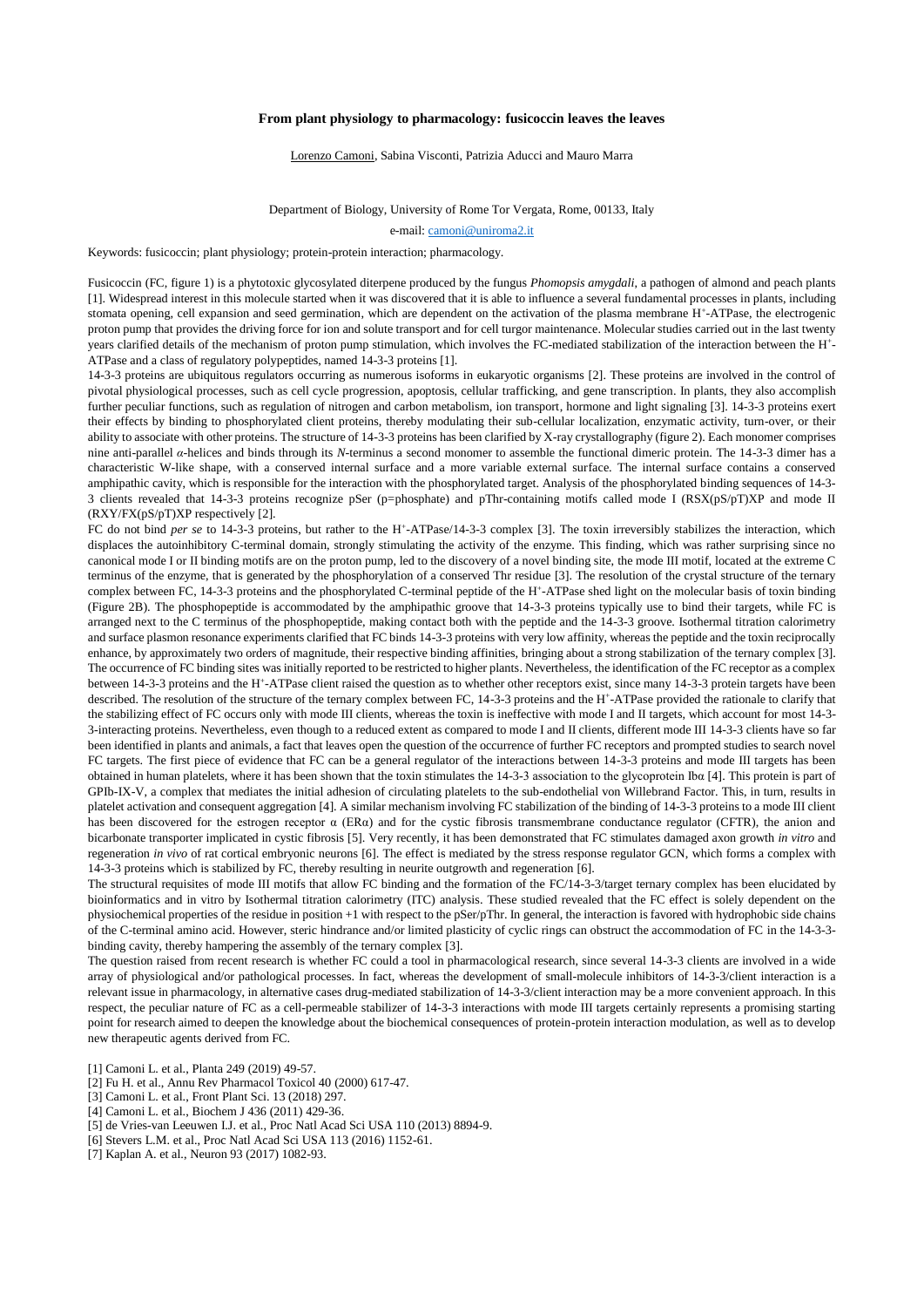# From plant physiology to pharmacology: fusicoccin leaves the leaves

Lorenzo Camoni, Sabina Visconti, Patrizia Aducci and Mauro Marra

Department of Biology, University of Rome Tor Vergata, Rome, 00133, Italy

e-mail: camoni@uniroma2.it

Keywords: fusicoccin; plant physiology; protein-protein interaction; pharmacology.

Fusicoccin (FC, figure 1) is a phytotoxic glycosylated diterpene produced by the fungus *Phomopsis amygdali*, a pathogen of almond and peach plants [1]. Widespread interest in this molecule started when it was discovered that it is able to influence a several fundamental processes in plants, including stomata opening, cell expansion and seed germination, which are dependent on the activation of the plasma membrane $H^+$-ATPase, the electrogenic proton pump that provides the driving force for ion and solute transport and for cell turgor maintenance. Molecular studies carried out in the last twenty years clarified details of the mechanism of proton pump stimulation, which involves the FC-mediated stabilization of the interaction between the $H^+$-ATPase and a class of regulatory polypeptides, named 14-3-3 proteins [1].

14-3-3 proteins are ubiquitous regulators occurring as numerous isoforms in eukaryotic organisms [2]. These proteins are involved in the control of pivotal physiological processes, such as cell cycle progression, apoptosis, cellular trafficking, and gene transcription. In plants, they also accomplish further peculiar functions, such as regulation of nitrogen and carbon metabolism, ion transport, hormone and light signaling [3]. 14-3-3 proteins exert their effects by binding to phosphorylated client proteins, thereby modulating their sub-cellular localization, enzymatic activity, turn-over, or their ability to associate with other proteins. The structure of 14-3-3 proteins has been clarified by X-ray crystallography (figure 2). Each monomer comprises nine anti-parallel $\alpha$-helices and binds through its *N*-terminus a second monomer to assemble the functional dimeric protein. The 14-3-3 dimer has a characteristic W-like shape, with a conserved internal surface and a more variable external surface. The internal surface contains a conserved amphipathic cavity, which is responsible for the interaction with the phosphorylated target. Analysis of the phosphorylated binding sequences of 14-3-3 proteins revealed that 14-3-3 proteins recognize pSer (p=phosphate) and pThr-containing motifs called mode I (RSX(pS/pT)XP and mode II (RXY/FX(pS/pT)XP respectively [2].

FC do not bind *per se* to 14-3-3 proteins, but rather to the $H^+$-ATPase/14-3-3 complex [3]. The toxin irreversibly stabilizes the interaction, which displaces the autoinhibitory C-terminal domain, strongly stimulating the activity of the enzyme. This finding, which was rather surprising since no canonical mode I or II binding motifs are on the proton pump, led to the discovery of a novel binding site, the mode III motif, located at the extreme C terminus of the enzyme, that is generated by the phosphorylation of a conserved Thr residue [3]. The resolution of the crystal structure of the ternary complex between FC, 14-3-3 proteins and the phosphorylated C-terminal peptide of the $H^+$-ATPase shed light on the molecular basis of toxin binding (Figure 2B). The phosphopeptide is accommodated by the amphipathic groove that 14-3-3 proteins typically use to bind their targets, while FC is arranged next to the C terminus of the phosphopeptide, making contact both with the peptide and the 14-3-3 groove. Isothermal titration calorimetry and surface plasmon resonance experiments clarified that FC binds 14-3-3 proteins with very low affinity, whereas the peptide and the toxin reciprocally enhance, by approximately two orders of magnitude, their respective binding affinities, bringing about a strong stabilization of the ternary complex [3]. The occurrence of FC binding sites was initially reported to be restricted to higher plants. Nevertheless, the identification of the FC receptor as a complex between 14-3-3 proteins and the $H^+$-ATPase client raised the question as to whether other receptors exist, since many 14-3-3 protein targets have been described. The resolution of the structure of the ternary complex between FC, 14-3-3 proteins and the $H^+$-ATPase provided the rationale to clarify that the stabilizing effect of FC occurs only with mode III clients, whereas the toxin is ineffective with mode I and II targets, which account for most 14-3-3-interacting proteins. Nevertheless, even though to a reduced extent as compared to mode I and II clients, different mode III 14-3-3 clients have so far been identified in plants and animals, a fact that leaves open the question of the occurrence of further FC receptors and prompted studies to search novel FC targets. The first piece of evidence that FC can be a general regulator of the interactions between 14-3-3 proteins and mode III targets has been obtained in human platelets, where it has been shown that the toxin stimulates the 14-3-3 association to the glycoprotein Ibα [4]. This protein is part of GPIb-IX-V, a complex that mediates the initial adhesion of circulating platelets to the sub-endothelial von Willebrand Factor. This, in turn, results in platelet activation and consequent aggregation [4]. A similar mechanism involving FC stabilization of the binding of 14-3-3 proteins to a mode III client has been discovered for the estrogen receptor α (ERα) and for the cystic fibrosis transmembrane conductance regulator (CFTR), the anion and bicarbonate transporter implicated in cystic fibrosis [5]. Very recently, it has been demonstrated that FC stimulates damaged axon growth *in vitro* and regeneration *in vivo* of rat cortical embryonic neurons [6]. The effect is mediated by the stress response regulator GCN, which forms a complex with 14-3-3 proteins which is stabilized by FC, thereby resulting in neurite outgrowth and regeneration [6].

The structural requisites of mode III motifs that allow FC binding and the formation of the FC/14-3-3/target ternary complex has been elucidated by bioinformatics and in vitro by Isothermal titration calorimetry (ITC) analysis. These studied revealed that the FC effect is solely dependent on the physiochemical properties of the residue in position +1 with respect to the pSer/pThr. In general, the interaction is favored with hydrophobic side chains of the C-terminal amino acid. However, steric hindrance and/or limited plasticity of cyclic rings can obstruct the accommodation of FC in the 14-3-3-binding cavity, thereby hampering the assembly of the ternary complex [3].

The question raised from recent research is whether FC could be a tool in pharmacological research, since several 14-3-3 clients are involved in a wide array of physiological and/or pathological processes. In fact, whereas the development of small-molecule inhibitors of 14-3-3/client interaction is a relevant issue in pharmacology, in alternative cases drug-mediated stabilization of 14-3-3/client interaction may be a more convenient approach. In this respect, the peculiar nature of FC as a cell-permeable stabilizer of 14-3-3 interactions with mode III targets certainly represents a promising starting point for research aimed to deepen the knowledge about the biochemical consequences of protein-protein interaction modulation, as well as to develop new therapeutic agents derived from FC.

[1] Camoni L. et al., Planta 249 (2019) 49-57.
[2] Fu H. et al., Annu Rev Pharmacol Toxicol 40 (2000) 617-47.
[3] Camoni L. et al., Front Plant Sci. 13 (2018) 297.
[4] Camoni L. et al., Biochem J 436 (2011) 429-36.
[5] de Vries-van Leeuwen I.J. et al., Proc Natl Acad Sci USA 110 (2013) 8894-9.
[6] Stevers L.M. et al., Proc Natl Acad Sci USA 113 (2016) 1152-61.
[7] Kaplan A. et al., Neuron 93 (2017) 1082-93.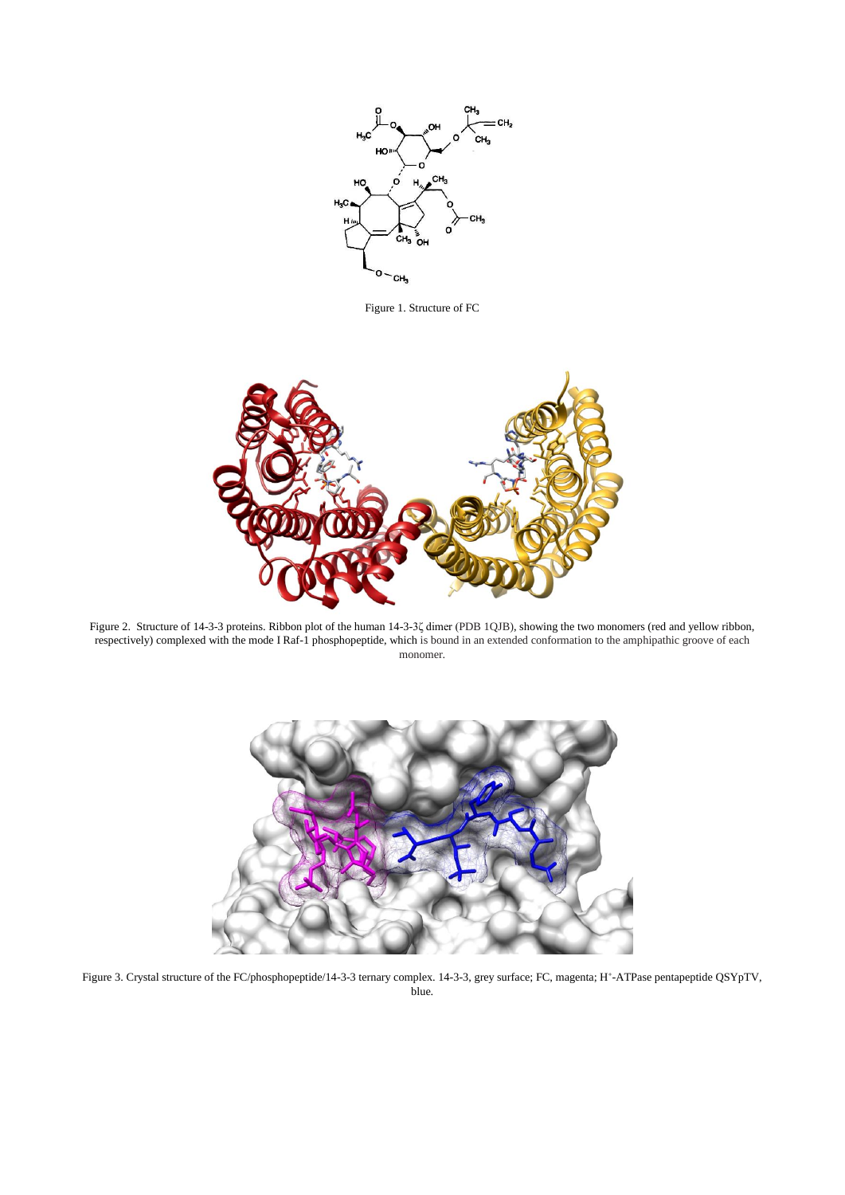Figure 1. Structure of FC

Figure 2. Structure of 14-3-3 proteins. Ribbon plot of the human 14-3-3ζ dimer (PDB 1QJB), showing the two monomers (red and yellow ribbon, respectively) complexed with the mode I Raf-1 phosphopeptide, which is bound in an extended conformation to the amphipathic groove of each monomer.

Figure 3. Crystal structure of the FC/phosphopeptide/14-3-3 ternary complex. 14-3-3, grey surface; FC, magenta; $H^+$-ATPase pentapeptide QSYpTV, blue.